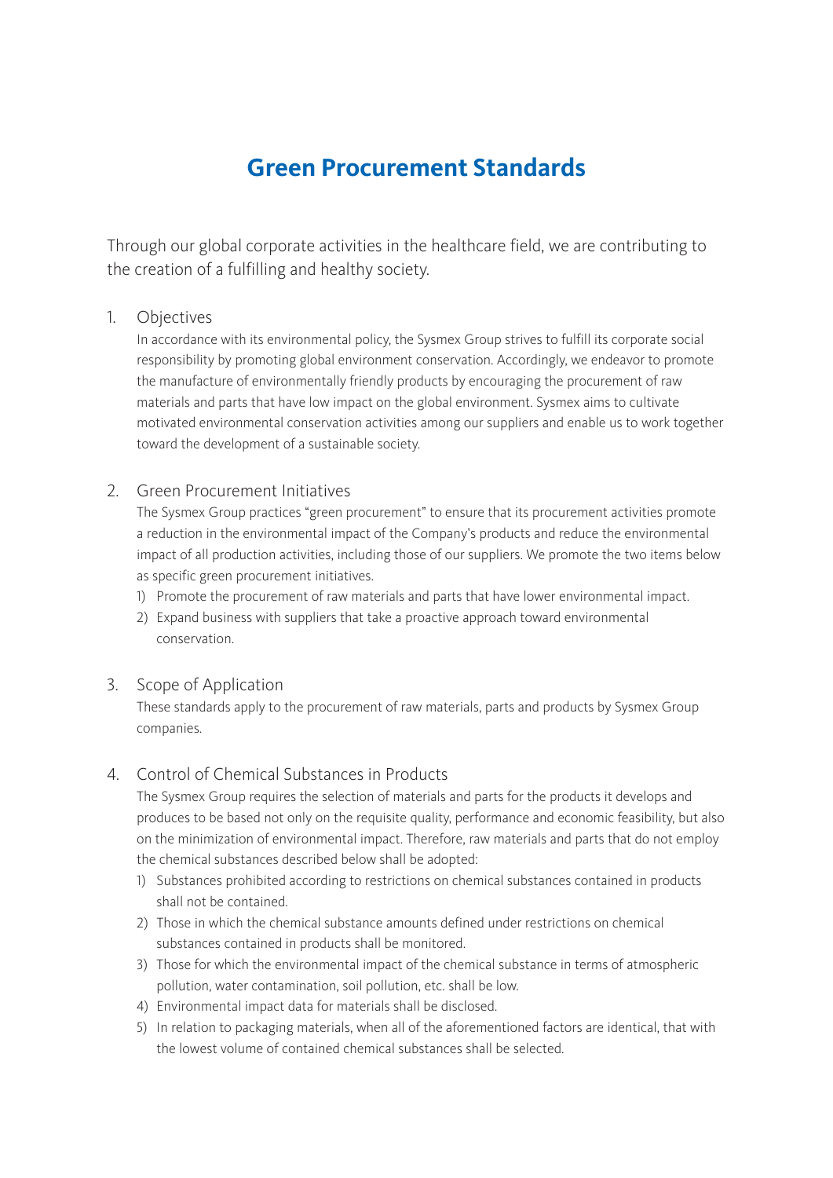# Green Procurement Standards

Through our global corporate activities in the healthcare field, we are contributing to the creation of a fulfilling and healthy society.

## 1. Objectives

In accordance with its environmental policy, the Sysmex Group strives to fulfill its corporate social responsibility by promoting global environment conservation. Accordingly, we endeavor to promote the manufacture of environmentally friendly products by encouraging the procurement of raw materials and parts that have low impact on the global environment. Sysmex aims to cultivate motivated environmental conservation activities among our suppliers and enable us to work together toward the development of a sustainable society.

## 2. Green Procurement Initiatives

The Sysmex Group practices "green procurement" to ensure that its procurement activities promote a reduction in the environmental impact of the Company's products and reduce the environmental impact of all production activities, including those of our suppliers. We promote the two items below as specific green procurement initiatives.

1) Promote the procurement of raw materials and parts that have lower environmental impact.
2) Expand business with suppliers that take a proactive approach toward environmental conservation.

## 3. Scope of Application

These standards apply to the procurement of raw materials, parts and products by Sysmex Group companies.

## 4. Control of Chemical Substances in Products

The Sysmex Group requires the selection of materials and parts for the products it develops and produces to be based not only on the requisite quality, performance and economic feasibility, but also on the minimization of environmental impact. Therefore, raw materials and parts that do not employ the chemical substances described below shall be adopted:

1) Substances prohibited according to restrictions on chemical substances contained in products shall not be contained.
2) Those in which the chemical substance amounts defined under restrictions on chemical substances contained in products shall be monitored.
3) Those for which the environmental impact of the chemical substance in terms of atmospheric pollution, water contamination, soil pollution, etc. shall be low.
4) Environmental impact data for materials shall be disclosed.
5) In relation to packaging materials, when all of the aforementioned factors are identical, that with the lowest volume of contained chemical substances shall be selected.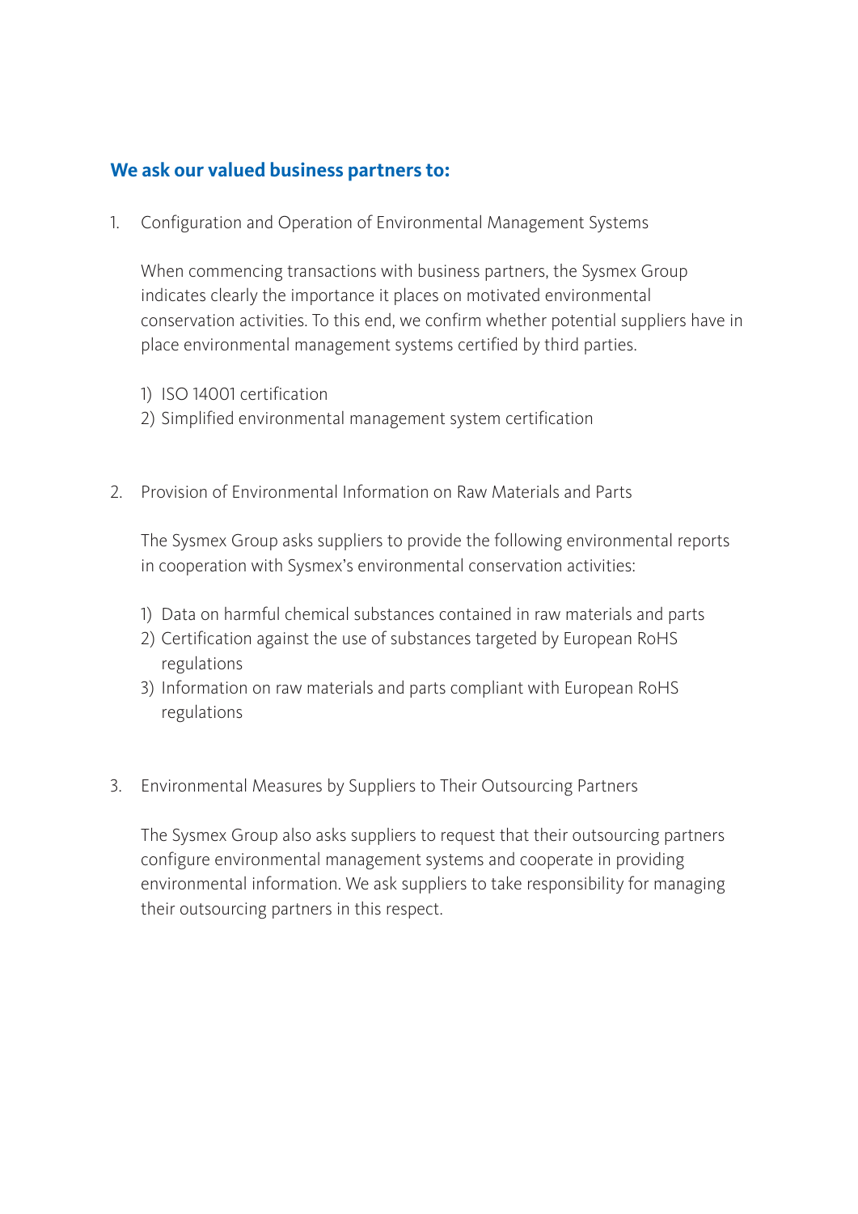## We ask our valued business partners to:

1. Configuration and Operation of Environmental Management Systems

   When commencing transactions with business partners, the Sysmex Group indicates clearly the importance it places on motivated environmental conservation activities. To this end, we confirm whether potential suppliers have in place environmental management systems certified by third parties.

   1) ISO 14001 certification
   2) Simplified environmental management system certification

2. Provision of Environmental Information on Raw Materials and Parts

   The Sysmex Group asks suppliers to provide the following environmental reports in cooperation with Sysmex's environmental conservation activities:

   1) Data on harmful chemical substances contained in raw materials and parts
   2) Certification against the use of substances targeted by European RoHS regulations
   3) Information on raw materials and parts compliant with European RoHS regulations

3. Environmental Measures by Suppliers to Their Outsourcing Partners

   The Sysmex Group also asks suppliers to request that their outsourcing partners configure environmental management systems and cooperate in providing environmental information. We ask suppliers to take responsibility for managing their outsourcing partners in this respect.